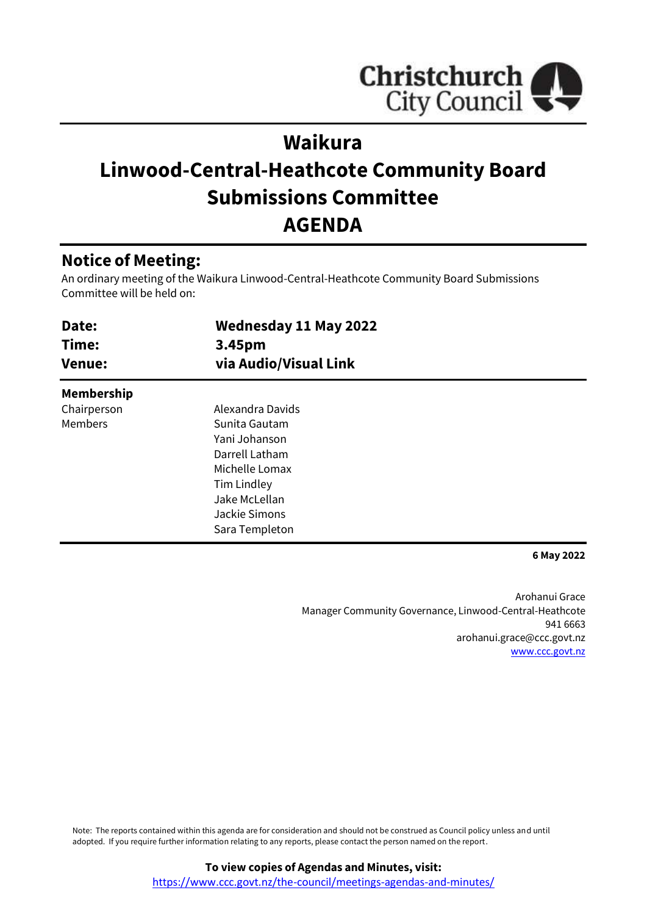# Waikura Linwood-Central-Heathcote Community Board Submissions Committee AGENDA

## Notice of Meeting:

An ordinary meeting of the Waikura Linwood-Central-Heathcote Community Board Submissions Committee will be held on:

| | |
|---|---|
| **Date:** | **Wednesday 11 May 2022** |
| **Time:** | **3.45pm** |
| **Venue:** | **via Audio/Visual Link** |

**Membership**

| | |
|---|---|
| Chairperson | Alexandra Davids |
| Members | Sunita Gautam |
| | Yani Johanson |
| | Darrell Latham |
| | Michelle Lomax |
| | Tim Lindley |
| | Jake McLellan |
| | Jackie Simons |
| | Sara Templeton |

**6 May 2022**

Arohanui Grace
Manager Community Governance, Linwood-Central-Heathcote
941 6663
arohanui.grace@ccc.govt.nz
www.ccc.govt.nz

Note: The reports contained within this agenda are for consideration and should not be construed as Council policy unless and until adopted. If you require further information relating to any reports, please contact the person named on the report.

**To view copies of Agendas and Minutes, visit:**
https://www.ccc.govt.nz/the-council/meetings-agendas-and-minutes/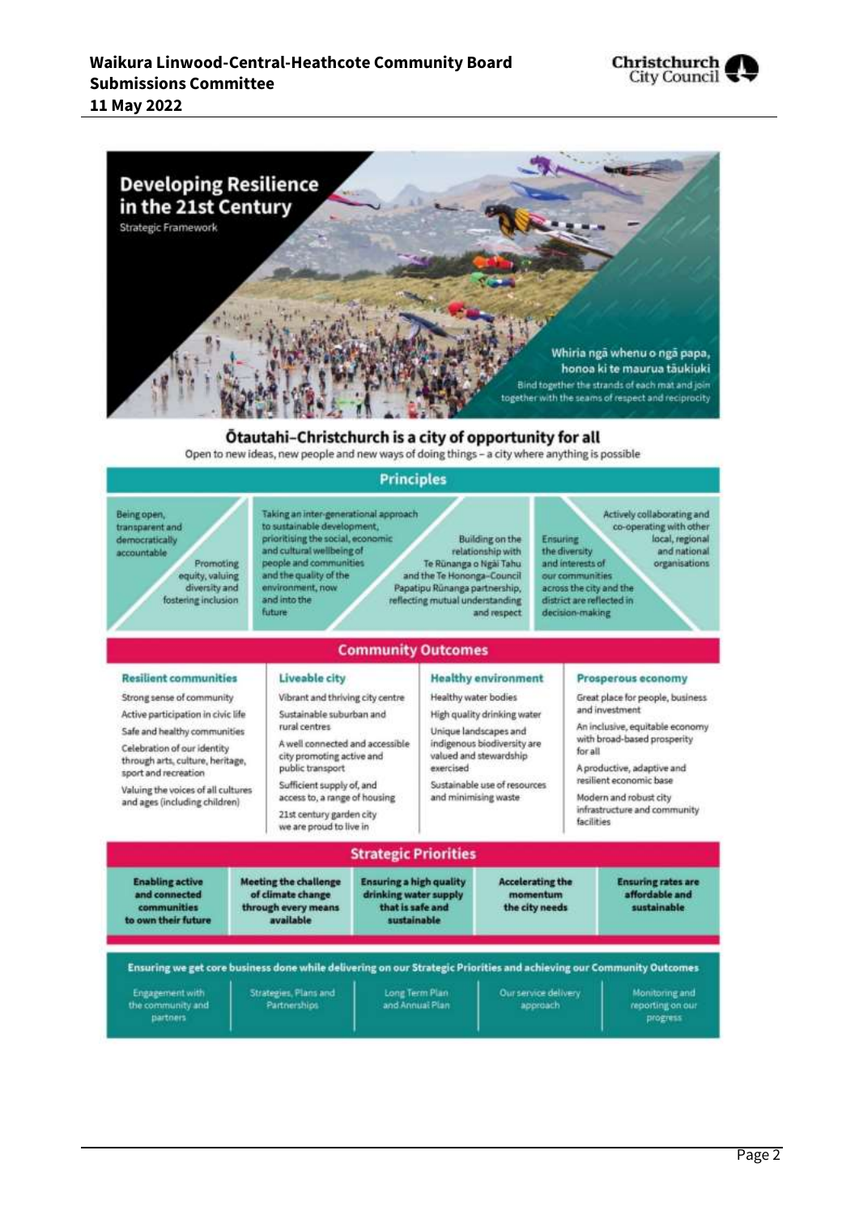# Developing Resilience in the 21st Century

Strategic Framework

**Whiria ngā whenu o ngā papa, honoa ki te maurua tāukiuki**

Bind together the strands of each mat and join together with the seams of respect and reciprocity

## Ōtautahi–Christchurch is a city of opportunity for all

Open to new ideas, new people and new ways of doing things – a city where anything is possible

### Principles

- Being open, transparent and democratically accountable
- Promoting equity, valuing diversity and fostering inclusion
- Taking an inter-generational approach to sustainable development, prioritising the social, economic and cultural wellbeing of people and communities and the quality of the environment, now and into the future
- Building on the relationship with Te Rūnanga o Ngāi Tahu and the Te Hononga–Council Papatipu Rūnanga partnership, reflecting mutual understanding and respect
- Ensuring the diversity and interests of our communities across the city and the district are reflected in decision-making
- Actively collaborating and co-operating with other local, regional and national organisations

### Community Outcomes

| Resilient communities | Liveable city | Healthy environment | Prosperous economy |
|---|---|---|---|
| Strong sense of community | Vibrant and thriving city centre | Healthy water bodies | Great place for people, business and investment |
| Active participation in civic life | Sustainable suburban and rural centres | High quality drinking water | An inclusive, equitable economy with broad-based prosperity for all |
| Safe and healthy communities | A well connected and accessible city promoting active and public transport | Unique landscapes and indigenous biodiversity are valued and stewardship exercised | A productive, adaptive and resilient economic base |
| Celebration of our identity through arts, culture, heritage, sport and recreation | Sufficient supply of, and access to, a range of housing | Sustainable use of resources and minimising waste | Modern and robust city infrastructure and community facilities |
| Valuing the voices of all cultures and ages (including children) | 21st century garden city we are proud to live in | | |

### Strategic Priorities

- Enabling active and connected communities to own their future
- Meeting the challenge of climate change through every means available
- Ensuring a high quality drinking water supply that is safe and sustainable
- Accelerating the momentum the city needs
- Ensuring rates are affordable and sustainable

### Ensuring we get core business done while delivering on our Strategic Priorities and achieving our Community Outcomes

- Engagement with the community and partners
- Strategies, Plans and Partnerships
- Long Term Plan and Annual Plan
- Our service delivery approach
- Monitoring and reporting on our progress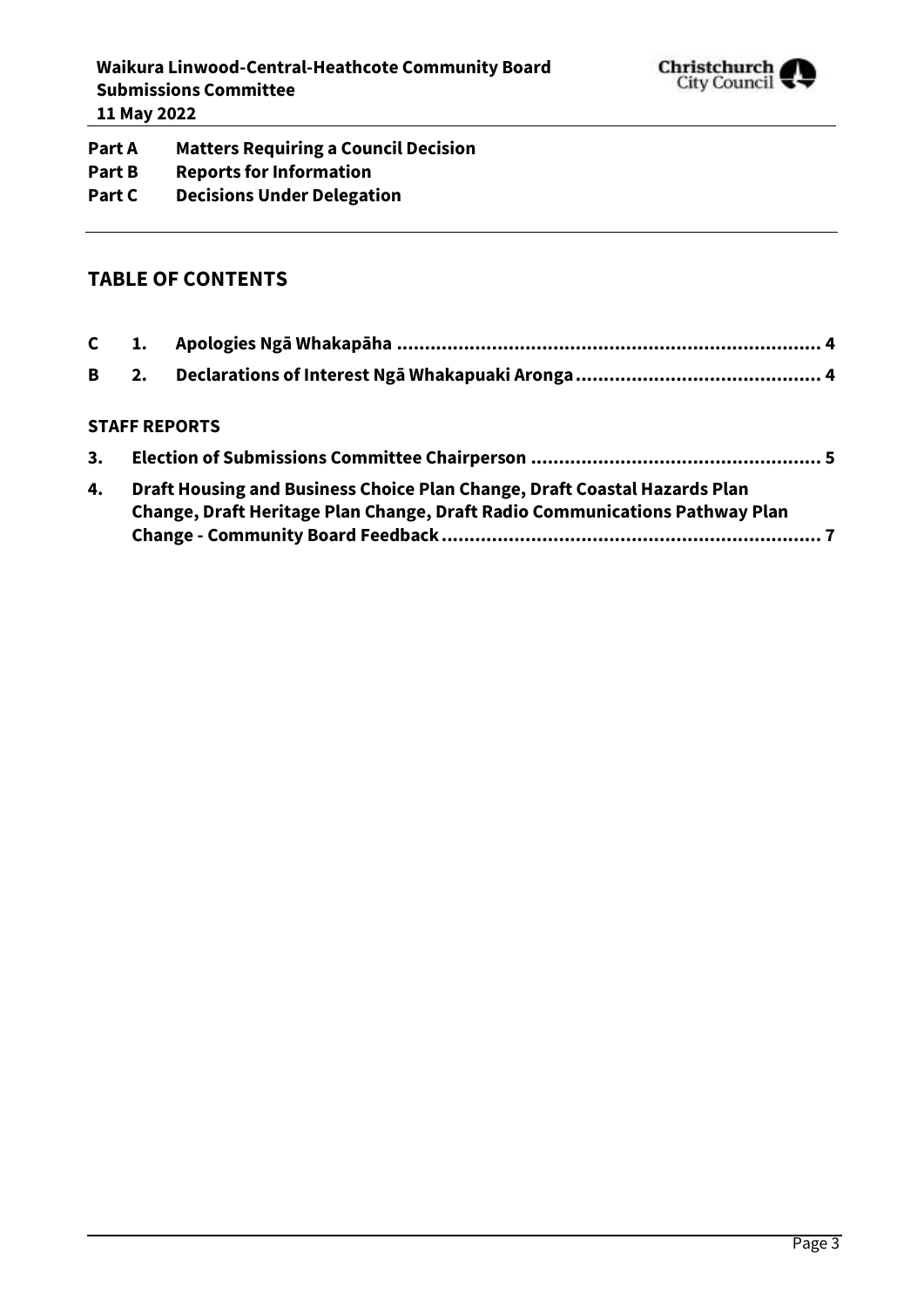**Part A Matters Requiring a Council Decision**
**Part B Reports for Information**
**Part C Decisions Under Delegation**

## TABLE OF CONTENTS

| | | | |
|---|---|---|---|
| C | 1. | Apologies Ngā Whakapāha | 4 |
| B | 2. | Declarations of Interest Ngā Whakapuaki Aronga | 4 |

**STAFF REPORTS**

| | | |
|---|---|---|
| 3. | Election of Submissions Committee Chairperson | 5 |
| 4. | Draft Housing and Business Choice Plan Change, Draft Coastal Hazards Plan Change, Draft Heritage Plan Change, Draft Radio Communications Pathway Plan Change - Community Board Feedback | 7 |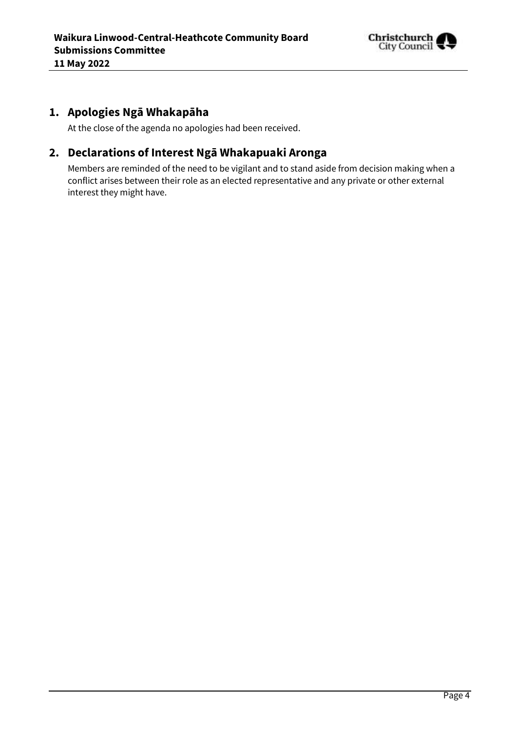## 1. Apologies Ngā Whakapāha

At the close of the agenda no apologies had been received.

## 2. Declarations of Interest Ngā Whakapuaki Aronga

Members are reminded of the need to be vigilant and to stand aside from decision making when a conflict arises between their role as an elected representative and any private or other external interest they might have.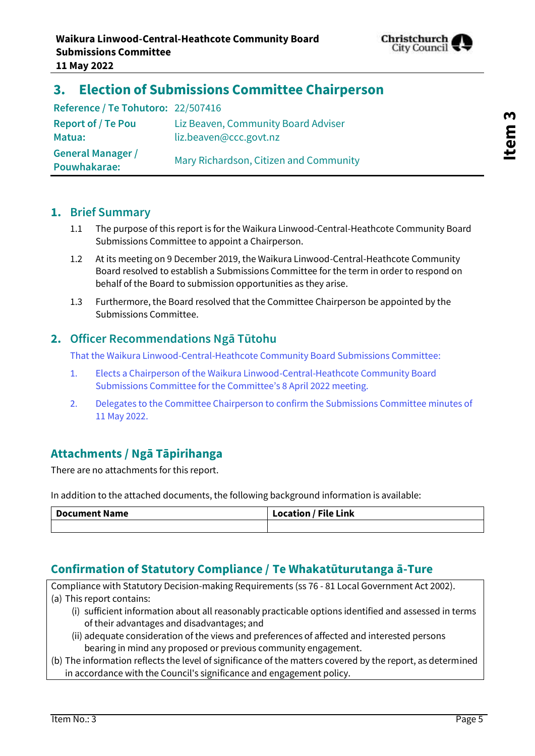# 3. Election of Submissions Committee Chairperson

| | |
|---|---|
| **Reference / Te Tohutoro:** | 22/507416 |
| **Report of / Te Pou Matua:** | Liz Beaven, Community Board Adviser liz.beaven@ccc.govt.nz |
| **General Manager / Pouwhakarae:** | Mary Richardson, Citizen and Community |

## 1. Brief Summary

1.1 The purpose of this report is for the Waikura Linwood-Central-Heathcote Community Board Submissions Committee to appoint a Chairperson.

1.2 At its meeting on 9 December 2019, the Waikura Linwood-Central-Heathcote Community Board resolved to establish a Submissions Committee for the term in order to respond on behalf of the Board to submission opportunities as they arise.

1.3 Furthermore, the Board resolved that the Committee Chairperson be appointed by the Submissions Committee.

## 2. Officer Recommendations Ngā Tūtohu

That the Waikura Linwood-Central-Heathcote Community Board Submissions Committee:

1. Elects a Chairperson of the Waikura Linwood-Central-Heathcote Community Board Submissions Committee for the Committee's 8 April 2022 meeting.
2. Delegates to the Committee Chairperson to confirm the Submissions Committee minutes of 11 May 2022.

## Attachments / Ngā Tāpirihanga

There are no attachments for this report.

In addition to the attached documents, the following background information is available:

| Document Name | Location / File Link |
|---|---|
| | |

## Confirmation of Statutory Compliance / Te Whakatūturutanga ā-Ture

Compliance with Statutory Decision-making Requirements (ss 76 - 81 Local Government Act 2002).

(a) This report contains:

- (i) sufficient information about all reasonably practicable options identified and assessed in terms of their advantages and disadvantages; and
- (ii) adequate consideration of the views and preferences of affected and interested persons bearing in mind any proposed or previous community engagement.

(b) The information reflects the level of significance of the matters covered by the report, as determined in accordance with the Council's significance and engagement policy.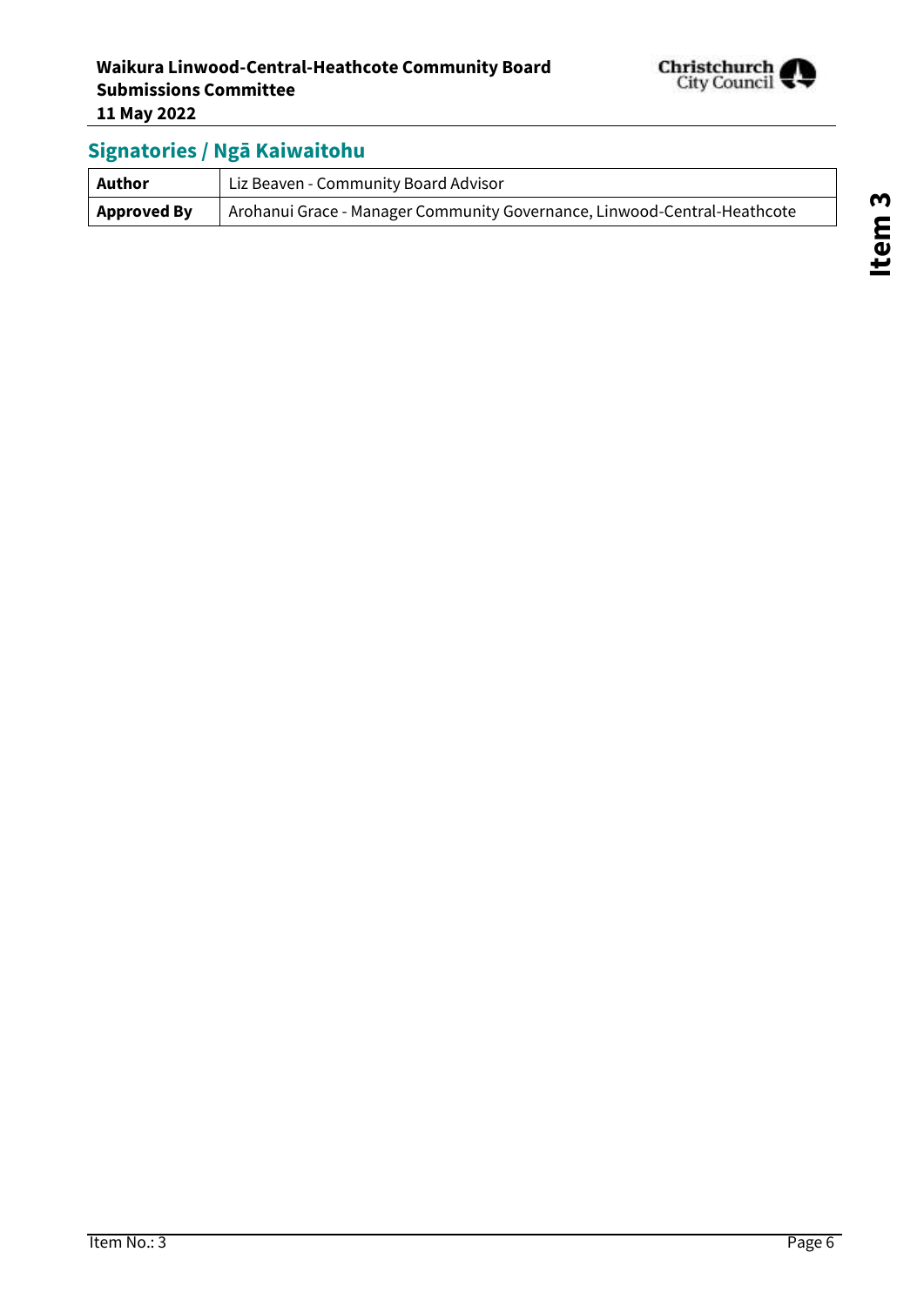## Signatories / Ngā Kaiwaitohu

| Author | Liz Beaven - Community Board Advisor |
|---|---|
| Approved By | Arohanui Grace - Manager Community Governance, Linwood-Central-Heathcote |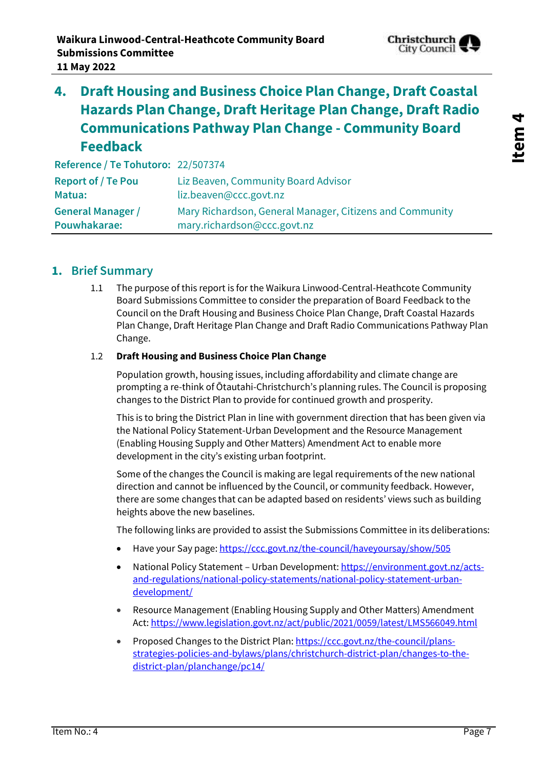# 4. Draft Housing and Business Choice Plan Change, Draft Coastal Hazards Plan Change, Draft Heritage Plan Change, Draft Radio Communications Pathway Plan Change - Community Board Feedback

| | |
|---|---|
| **Reference / Te Tohutoro:** | 22/507374 |
| **Report of / Te Pou Matua:** | Liz Beaven, Community Board Advisor liz.beaven@ccc.govt.nz |
| **General Manager / Pouwhakarae:** | Mary Richardson, General Manager, Citizens and Community mary.richardson@ccc.govt.nz |

## 1. Brief Summary

1.1 The purpose of this report is for the Waikura Linwood-Central-Heathcote Community Board Submissions Committee to consider the preparation of Board Feedback to the Council on the Draft Housing and Business Choice Plan Change, Draft Coastal Hazards Plan Change, Draft Heritage Plan Change and Draft Radio Communications Pathway Plan Change.

1.2 **Draft Housing and Business Choice Plan Change**

Population growth, housing issues, including affordability and climate change are prompting a re-think of Ōtautahi-Christchurch's planning rules. The Council is proposing changes to the District Plan to provide for continued growth and prosperity.

This is to bring the District Plan in line with government direction that has been given via the National Policy Statement-Urban Development and the Resource Management (Enabling Housing Supply and Other Matters) Amendment Act to enable more development in the city's existing urban footprint.

Some of the changes the Council is making are legal requirements of the new national direction and cannot be influenced by the Council, or community feedback. However, there are some changes that can be adapted based on residents' views such as building heights above the new baselines.

The following links are provided to assist the Submissions Committee in its deliberations:

- Have your Say page: https://ccc.govt.nz/the-council/haveyoursay/show/505
- National Policy Statement – Urban Development: https://environment.govt.nz/acts-and-regulations/national-policy-statements/national-policy-statement-urban-development/
- Resource Management (Enabling Housing Supply and Other Matters) Amendment Act: https://www.legislation.govt.nz/act/public/2021/0059/latest/LMS566049.html
- Proposed Changes to the District Plan: https://ccc.govt.nz/the-council/plans-strategies-policies-and-bylaws/plans/christchurch-district-plan/changes-to-the-district-plan/planchange/pc14/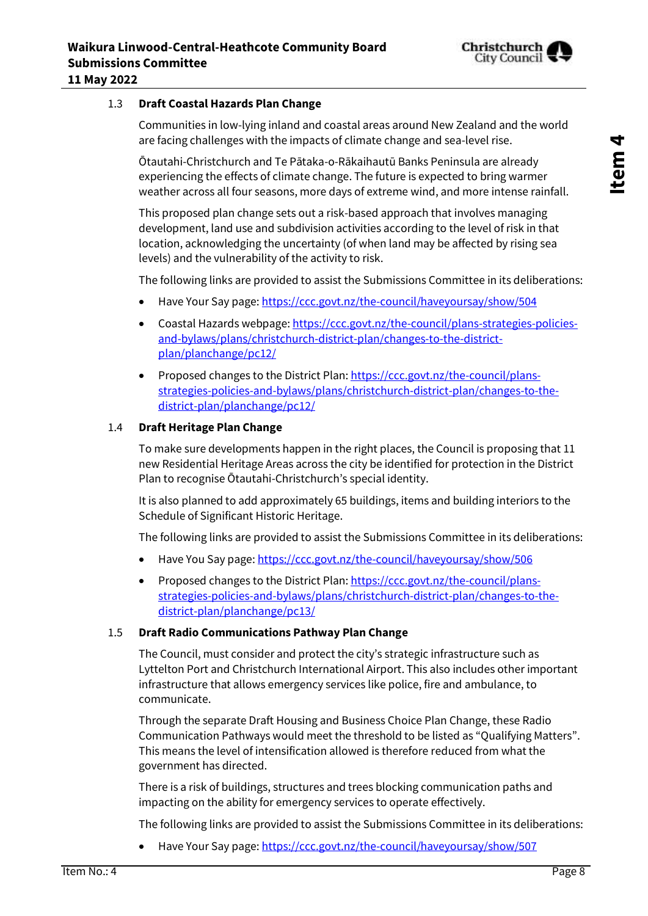### 1.3 Draft Coastal Hazards Plan Change

Communities in low-lying inland and coastal areas around New Zealand and the world are facing challenges with the impacts of climate change and sea-level rise.

Ōtautahi-Christchurch and Te Pātaka-o-Rākaihautū Banks Peninsula are already experiencing the effects of climate change. The future is expected to bring warmer weather across all four seasons, more days of extreme wind, and more intense rainfall.

This proposed plan change sets out a risk-based approach that involves managing development, land use and subdivision activities according to the level of risk in that location, acknowledging the uncertainty (of when land may be affected by rising sea levels) and the vulnerability of the activity to risk.

The following links are provided to assist the Submissions Committee in its deliberations:

- Have Your Say page: https://ccc.govt.nz/the-council/haveyoursay/show/504
- Coastal Hazards webpage: https://ccc.govt.nz/the-council/plans-strategies-policies-and-bylaws/plans/christchurch-district-plan/changes-to-the-district-plan/planchange/pc12/
- Proposed changes to the District Plan: https://ccc.govt.nz/the-council/plans-strategies-policies-and-bylaws/plans/christchurch-district-plan/changes-to-the-district-plan/planchange/pc12/

### 1.4 Draft Heritage Plan Change

To make sure developments happen in the right places, the Council is proposing that 11 new Residential Heritage Areas across the city be identified for protection in the District Plan to recognise Ōtautahi-Christchurch's special identity.

It is also planned to add approximately 65 buildings, items and building interiors to the Schedule of Significant Historic Heritage.

The following links are provided to assist the Submissions Committee in its deliberations:

- Have You Say page: https://ccc.govt.nz/the-council/haveyoursay/show/506
- Proposed changes to the District Plan: https://ccc.govt.nz/the-council/plans-strategies-policies-and-bylaws/plans/christchurch-district-plan/changes-to-the-district-plan/planchange/pc13/

### 1.5 Draft Radio Communications Pathway Plan Change

The Council, must consider and protect the city's strategic infrastructure such as Lyttelton Port and Christchurch International Airport. This also includes other important infrastructure that allows emergency services like police, fire and ambulance, to communicate.

Through the separate Draft Housing and Business Choice Plan Change, these Radio Communication Pathways would meet the threshold to be listed as "Qualifying Matters". This means the level of intensification allowed is therefore reduced from what the government has directed.

There is a risk of buildings, structures and trees blocking communication paths and impacting on the ability for emergency services to operate effectively.

The following links are provided to assist the Submissions Committee in its deliberations:

- Have Your Say page: https://ccc.govt.nz/the-council/haveyoursay/show/507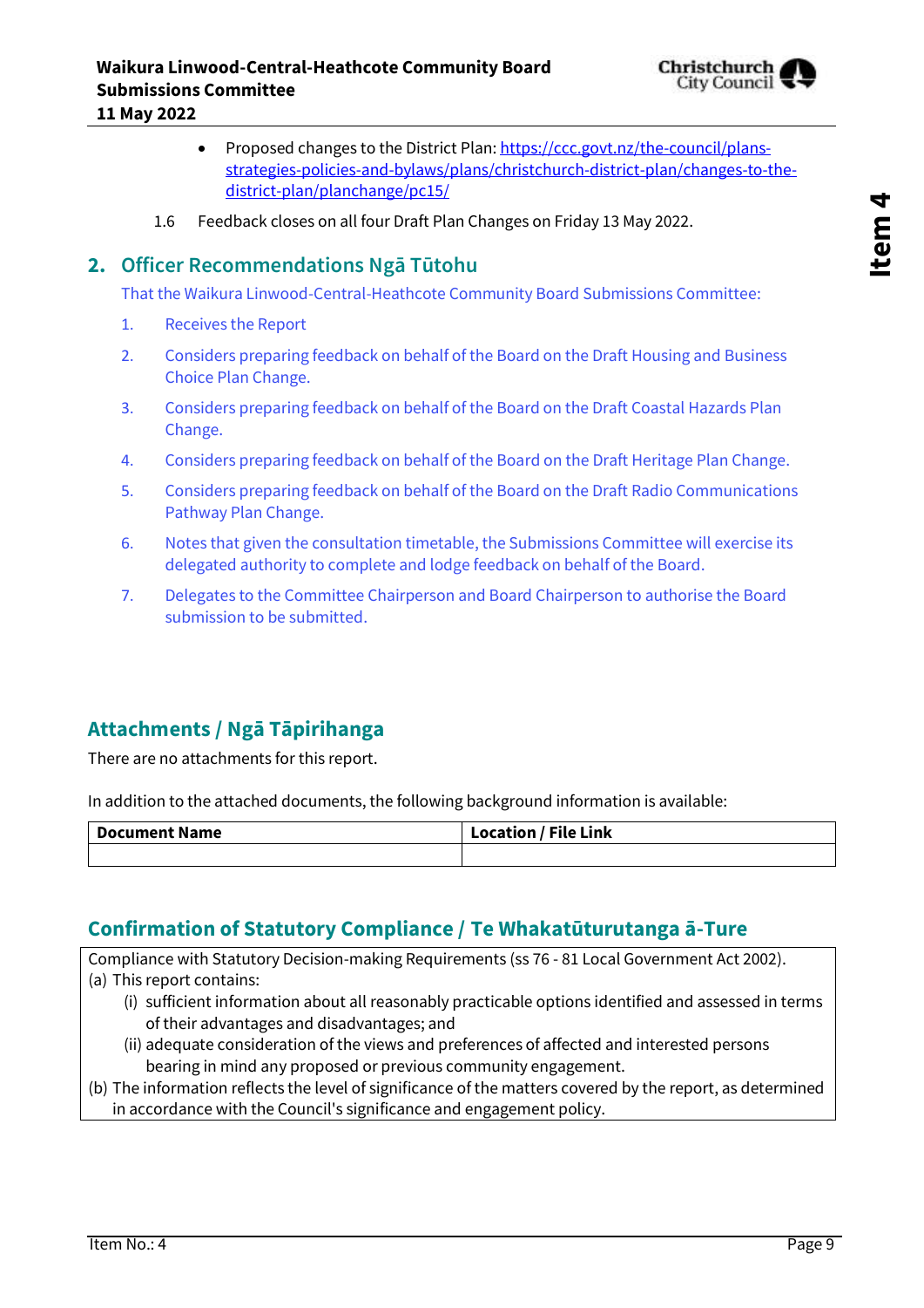- Proposed changes to the District Plan: [https://ccc.govt.nz/the-council/plans-strategies-policies-and-bylaws/plans/christchurch-district-plan/changes-to-the-district-plan/planchange/pc15/](https://ccc.govt.nz/the-council/plans-strategies-policies-and-bylaws/plans/christchurch-district-plan/changes-to-the-district-plan/planchange/pc15/)

1.6 Feedback closes on all four Draft Plan Changes on Friday 13 May 2022.

## 2. Officer Recommendations Ngā Tūtohu

That the Waikura Linwood-Central-Heathcote Community Board Submissions Committee:

1. Receives the Report
2. Considers preparing feedback on behalf of the Board on the Draft Housing and Business Choice Plan Change.
3. Considers preparing feedback on behalf of the Board on the Draft Coastal Hazards Plan Change.
4. Considers preparing feedback on behalf of the Board on the Draft Heritage Plan Change.
5. Considers preparing feedback on behalf of the Board on the Draft Radio Communications Pathway Plan Change.
6. Notes that given the consultation timetable, the Submissions Committee will exercise its delegated authority to complete and lodge feedback on behalf of the Board.
7. Delegates to the Committee Chairperson and Board Chairperson to authorise the Board submission to be submitted.

## Attachments / Ngā Tāpirihanga

There are no attachments for this report.

In addition to the attached documents, the following background information is available:

| Document Name | Location / File Link |
|---|---|
| | |

## Confirmation of Statutory Compliance / Te Whakatūturutanga ā-Ture

Compliance with Statutory Decision-making Requirements (ss 76 - 81 Local Government Act 2002).

(a) This report contains:

(i) sufficient information about all reasonably practicable options identified and assessed in terms of their advantages and disadvantages; and

(ii) adequate consideration of the views and preferences of affected and interested persons bearing in mind any proposed or previous community engagement.

(b) The information reflects the level of significance of the matters covered by the report, as determined in accordance with the Council's significance and engagement policy.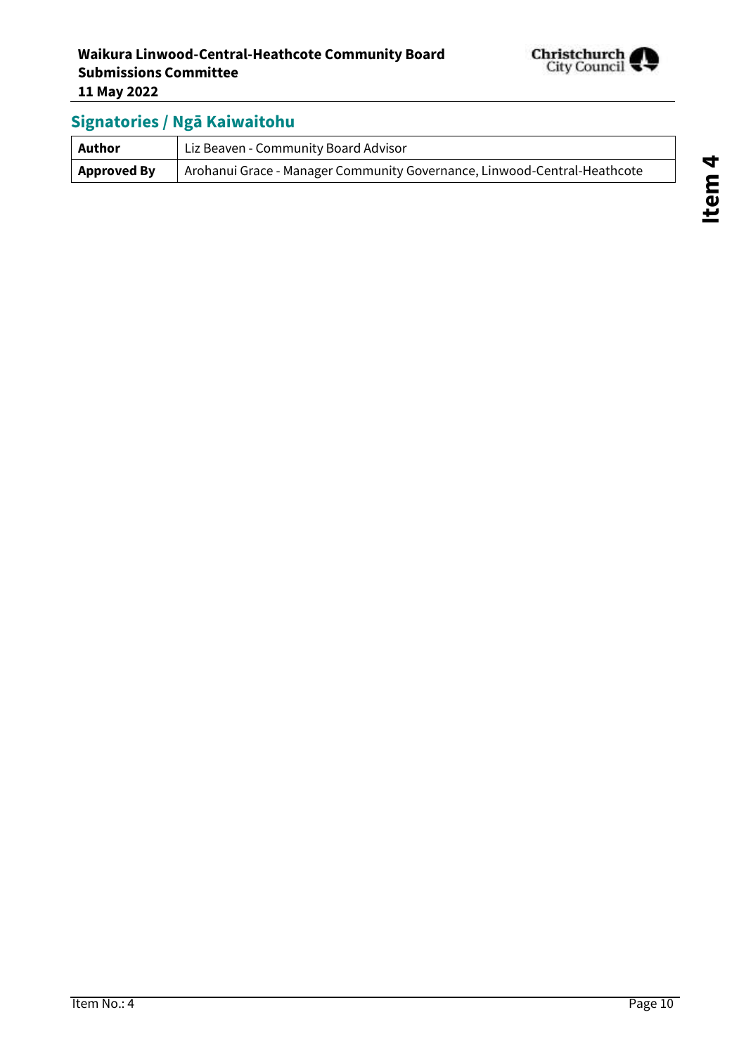## Signatories / Ngā Kaiwaitohu

| | |
|---|---|
| **Author** | Liz Beaven - Community Board Advisor |
| **Approved By** | Arohanui Grace - Manager Community Governance, Linwood-Central-Heathcote |